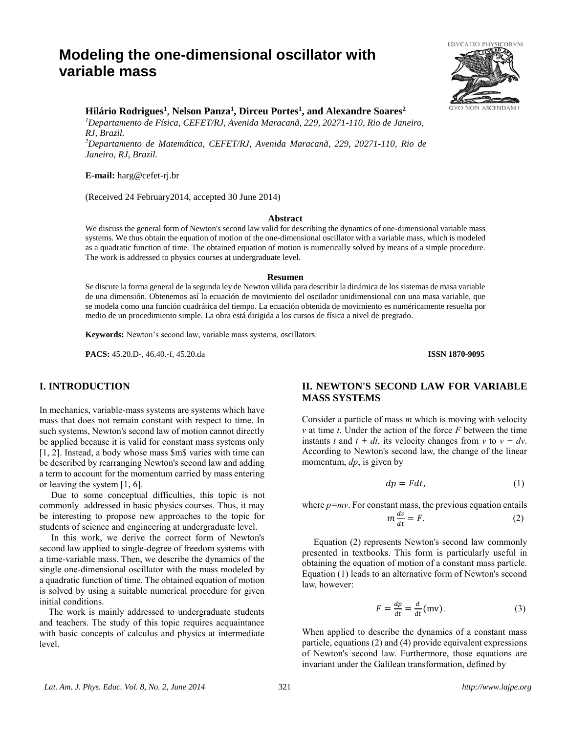# Modeling the one-dimensional oscillator with variable mass

**Hilário Rodrigues[1], Nelson Panza[1], Dirceu Portes[1], and Alexandre Soares[2]**

[1]*Departamento de Física, CEFET/RJ, Avenida Maracanã, 229, 20271-110, Rio de Janeiro, RJ, Brazil.*
[2]*Departamento de Matemática, CEFET/RJ, Avenida Maracanã, 229, 20271-110, Rio de Janeiro, RJ, Brazil.*

**E-mail:** harg@cefet-rj.br

(Received 24 February2014, accepted 30 June 2014)

### Abstract

We discuss the general form of Newton's second law valid for describing the dynamics of one-dimensional variable mass systems. We thus obtain the equation of motion of the one-dimensional oscillator with a variable mass, which is modeled as a quadratic function of time. The obtained equation of motion is numerically solved by means of a simple procedure. The work is addressed to physics courses at undergraduate level.

### Resumen

Se discute la forma general de la segunda ley de Newton válida para describir la dinámica de los sistemas de masa variable de una dimensión. Obtenemos así la ecuación de movimiento del oscilador unidimensional con una masa variable, que se modela como una función cuadrática del tiempo. La ecuación obtenida de movimiento es numéricamente resuelta por medio de un procedimiento simple. La obra está dirigida a los cursos de física a nivel de pregrado.

**Keywords:** Newton's second law, variable mass systems, oscillators.

**PACS:** 45.20.D-, 46.40.-f, 45.20.da **ISSN 1870-9095**

## I. INTRODUCTION

In mechanics, variable-mass systems are systems which have mass that does not remain constant with respect to time. In such systems, Newton's second law of motion cannot directly be applied because it is valid for constant mass systems only [1, 2]. Instead, a body whose mass $m$ varies with time can be described by rearranging Newton's second law and adding a term to account for the momentum carried by mass entering or leaving the system [1, 6].

Due to some conceptual difficulties, this topic is not commonly addressed in basic physics courses. Thus, it may be interesting to propose new approaches to the topic for students of science and engineering at undergraduate level.

In this work, we derive the correct form of Newton's second law applied to single-degree of freedom systems with a time-variable mass. Then, we describe the dynamics of the single one-dimensional oscillator with the mass modeled by a quadratic function of time. The obtained equation of motion is solved by using a suitable numerical procedure for given initial conditions.

The work is mainly addressed to undergraduate students and teachers. The study of this topic requires acquaintance with basic concepts of calculus and physics at intermediate level.

## II. NEWTON'S SECOND LAW FOR VARIABLE MASS SYSTEMS

Consider a particle of mass $m$ which is moving with velocity $v$ at time $t$. Under the action of the force $F$ between the time instants $t$ and $t + dt$, its velocity changes from $v$ to $v + dv$. According to Newton's second law, the change of the linear momentum, $dp$, is given by

$$dp = Fdt, \tag{1}$$

where $p=mv$. For constant mass, the previous equation entails

$$m\frac{dv}{dt} = F. \tag{2}$$

Equation (2) represents Newton's second law commonly presented in textbooks. This form is particularly useful in obtaining the equation of motion of a constant mass particle. Equation (1) leads to an alternative form of Newton's second law, however:

$$F = \frac{dp}{dt} = \frac{d}{dt}(\mathrm{mv}). \tag{3}$$

When applied to describe the dynamics of a constant mass particle, equations (2) and (4) provide equivalent expressions of Newton's second law. Furthermore, those equations are invariant under the Galilean transformation, defined by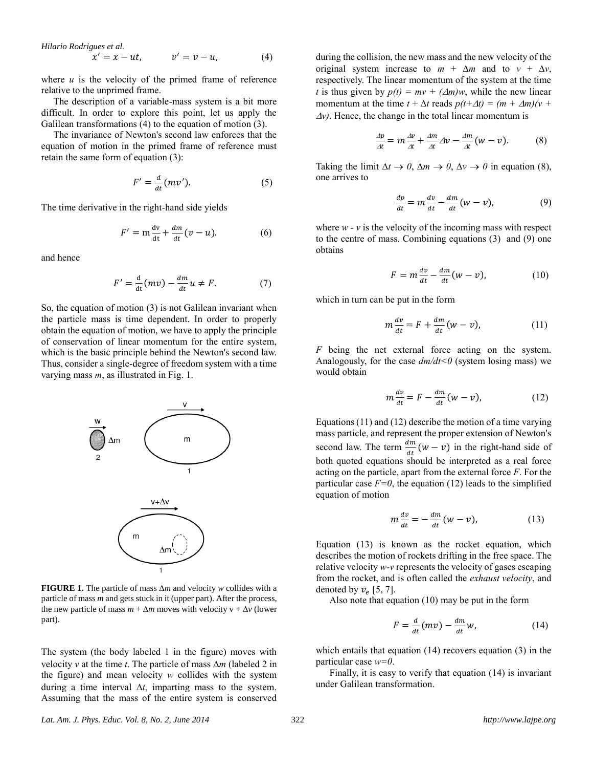$$x' = x - ut, \qquad v' = v - u, \tag{4}$$

where $u$ is the velocity of the primed frame of reference relative to the unprimed frame.

The description of a variable-mass system is a bit more difficult. In order to explore this point, let us apply the Galilean transformations (4) to the equation of motion (3).

The invariance of Newton's second law enforces that the equation of motion in the primed frame of reference must retain the same form of equation (3):

$$F' = \frac{d}{dt}(mv'). \tag{5}$$

The time derivative in the right-hand side yields

$$F' = m\frac{dv}{dt} + \frac{dm}{dt}(v - u). \tag{6}$$

and hence

$$F' = \frac{d}{dt}(mv) - \frac{dm}{dt}u \neq F. \tag{7}$$

So, the equation of motion (3) is not Galilean invariant when the particle mass is time dependent. In order to properly obtain the equation of motion, we have to apply the principle of conservation of linear momentum for the entire system, which is the basic principle behind the Newton's second law. Thus, consider a single-degree of freedom system with a time varying mass $m$, as illustrated in Fig. 1.

**FIGURE 1.** The particle of mass $\Delta m$ and velocity $w$ collides with a particle of mass $m$ and gets stuck in it (upper part). After the process, the new particle of mass $m + \Delta m$ moves with velocity $v + \Delta v$ (lower part).

The system (the body labeled 1 in the figure) moves with velocity $v$ at the time $t$. The particle of mass $\Delta m$ (labeled 2 in the figure) and mean velocity $w$ collides with the system during a time interval $\Delta t$, imparting mass to the system. Assuming that the mass of the entire system is conserved during the collision, the new mass and the new velocity of the original system increase to $m + \Delta m$ and to $v + \Delta v$, respectively. The linear momentum of the system at the time $t$ is thus given by $p(t) = mv + (\Delta m)w$, while the new linear momentum at the time $t + \Delta t$ reads $p(t+\Delta t) = (m + \Delta m)(v + \Delta v)$. Hence, the change in the total linear momentum is

$$\frac{\Delta p}{\Delta t} = m\frac{\Delta v}{\Delta t} + \frac{\Delta m}{\Delta t}\Delta v - \frac{\Delta m}{\Delta t}(w - v). \tag{8}$$

Taking the limit $\Delta t \to 0$, $\Delta m \to 0$, $\Delta v \to 0$ in equation (8), one arrives to

$$\frac{dp}{dt} = m\frac{dv}{dt} - \frac{dm}{dt}(w - v), \tag{9}$$

where $w - v$ is the velocity of the incoming mass with respect to the centre of mass. Combining equations (3) and (9) one obtains

$$F = m\frac{dv}{dt} - \frac{dm}{dt}(w - v), \tag{10}$$

which in turn can be put in the form

$$m\frac{dv}{dt} = F + \frac{dm}{dt}(w - v), \tag{11}$$

$F$ being the net external force acting on the system. Analogously, for the case $dm/dt<0$ (system losing mass) we would obtain

$$m\frac{dv}{dt} = F - \frac{dm}{dt}(w - v), \tag{12}$$

Equations (11) and (12) describe the motion of a time varying mass particle, and represent the proper extension of Newton's second law. The term $\frac{dm}{dt}(w - v)$ in the right-hand side of both quoted equations should be interpreted as a real force acting on the particle, apart from the external force $F$. For the particular case $F=0$, the equation (12) leads to the simplified equation of motion

$$m\frac{dv}{dt} = -\frac{dm}{dt}(w - v), \tag{13}$$

Equation (13) is known as the rocket equation, which describes the motion of rockets drifting in the free space. The relative velocity $w$-$v$ represents the velocity of gases escaping from the rocket, and is often called the *exhaust velocity*, and denoted by $v_e$ [5, 7].

Also note that equation (10) may be put in the form

$$F = \frac{d}{dt}(mv) - \frac{dm}{dt}w, \tag{14}$$

which entails that equation (14) recovers equation (3) in the particular case $w=0$.

Finally, it is easy to verify that equation (14) is invariant under Galilean transformation.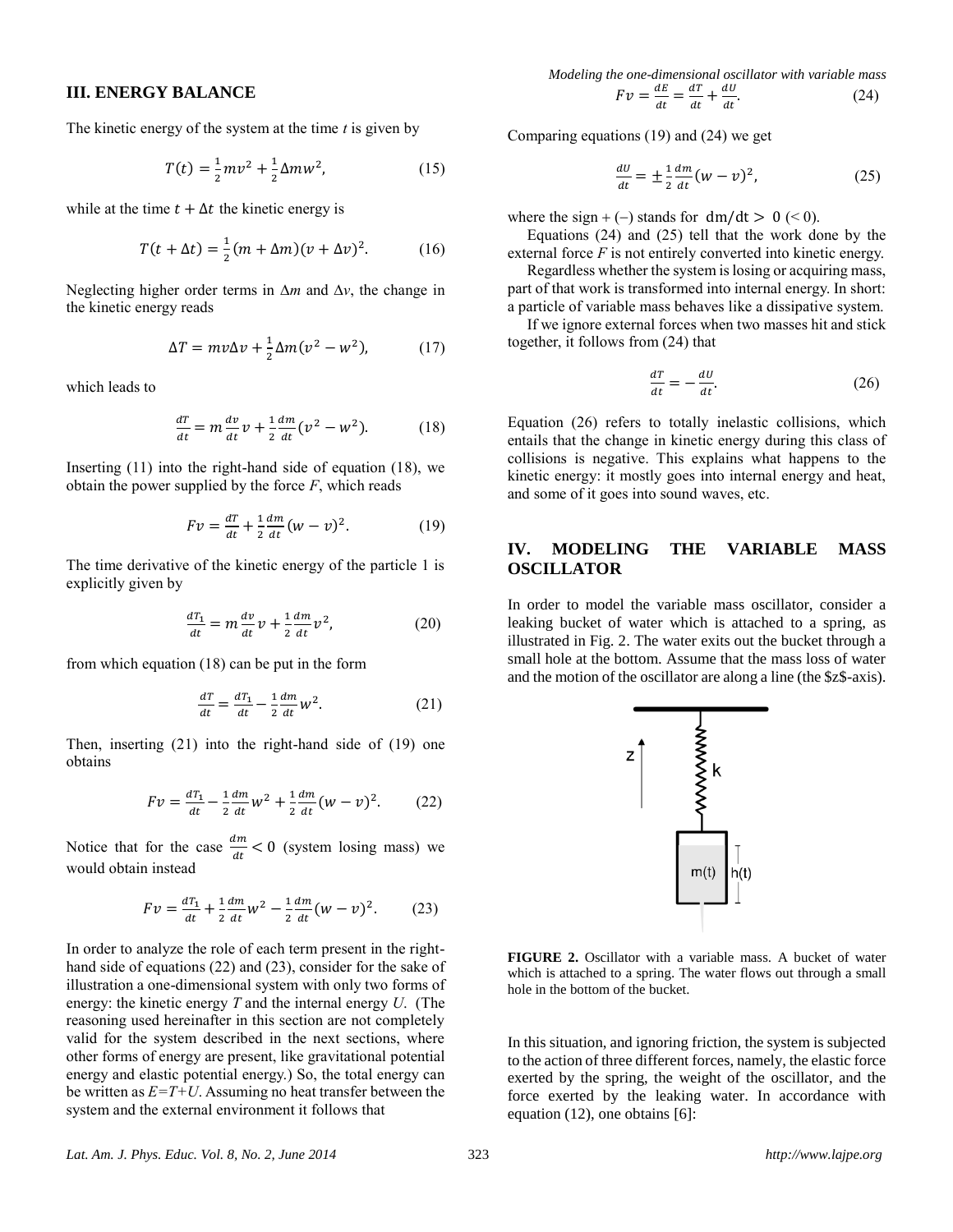## III. ENERGY BALANCE

The kinetic energy of the system at the time $t$ is given by

$$T(t) = \frac{1}{2}mv^2 + \frac{1}{2}\Delta m w^2, \tag{15}$$

while at the time $t + \Delta t$ the kinetic energy is

$$T(t + \Delta t) = \frac{1}{2}(m + \Delta m)(v + \Delta v)^2. \tag{16}$$

Neglecting higher order terms in $\Delta m$ and $\Delta v$, the change in the kinetic energy reads

$$\Delta T = mv\Delta v + \frac{1}{2}\Delta m(v^2 - w^2), \tag{17}$$

which leads to

$$\frac{dT}{dt} = m\frac{dv}{dt}v + \frac{1}{2}\frac{dm}{dt}(v^2 - w^2). \tag{18}$$

Inserting (11) into the right-hand side of equation (18), we obtain the power supplied by the force $F$, which reads

$$Fv = \frac{dT}{dt} + \frac{1}{2}\frac{dm}{dt}(w - v)^2. \tag{19}$$

The time derivative of the kinetic energy of the particle 1 is explicitly given by

$$\frac{dT_1}{dt} = m\frac{dv}{dt}v + \frac{1}{2}\frac{dm}{dt}v^2, \tag{20}$$

from which equation (18) can be put in the form

$$\frac{dT}{dt} = \frac{dT_1}{dt} - \frac{1}{2}\frac{dm}{dt}w^2. \tag{21}$$

Then, inserting (21) into the right-hand side of (19) one obtains

$$Fv = \frac{dT_1}{dt} - \frac{1}{2}\frac{dm}{dt}w^2 + \frac{1}{2}\frac{dm}{dt}(w - v)^2. \tag{22}$$

Notice that for the case $\frac{dm}{dt} < 0$ (system losing mass) we would obtain instead

$$Fv = \frac{dT_1}{dt} + \frac{1}{2}\frac{dm}{dt}w^2 - \frac{1}{2}\frac{dm}{dt}(w - v)^2. \tag{23}$$

In order to analyze the role of each term present in the right-hand side of equations (22) and (23), consider for the sake of illustration a one-dimensional system with only two forms of energy: the kinetic energy $T$ and the internal energy $U$. (The reasoning used hereinafter in this section are not completely valid for the system described in the next sections, where other forms of energy are present, like gravitational potential energy and elastic potential energy.) So, the total energy can be written as $E = T + U$. Assuming no heat transfer between the system and the external environment it follows that

$$Fv = \frac{dE}{dt} = \frac{dT}{dt} + \frac{dU}{dt}. \tag{24}$$

Comparing equations (19) and (24) we get

$$\frac{dU}{dt} = \pm\frac{1}{2}\frac{dm}{dt}(w - v)^2, \tag{25}$$

where the sign + (−) stands for $dm/dt > 0$ ($< 0$).

Equations (24) and (25) tell that the work done by the external force $F$ is not entirely converted into kinetic energy.

Regardless whether the system is losing or acquiring mass, part of that work is transformed into internal energy. In short: a particle of variable mass behaves like a dissipative system.

If we ignore external forces when two masses hit and stick together, it follows from (24) that

$$\frac{dT}{dt} = -\frac{dU}{dt}. \tag{26}$$

Equation (26) refers to totally inelastic collisions, which entails that the change in kinetic energy during this class of collisions is negative. This explains what happens to the kinetic energy: it mostly goes into internal energy and heat, and some of it goes into sound waves, etc.

## IV. MODELING THE VARIABLE MASS OSCILLATOR

In order to model the variable mass oscillator, consider a leaking bucket of water which is attached to a spring, as illustrated in Fig. 2. The water exits out the bucket through a small hole at the bottom. Assume that the mass loss of water and the motion of the oscillator are along a line (the $z$-axis).

**FIGURE 2.** Oscillator with a variable mass. A bucket of water which is attached to a spring. The water flows out through a small hole in the bottom of the bucket.

In this situation, and ignoring friction, the system is subjected to the action of three different forces, namely, the elastic force exerted by the spring, the weight of the oscillator, and the force exerted by the leaking water. In accordance with equation (12), one obtains [6]: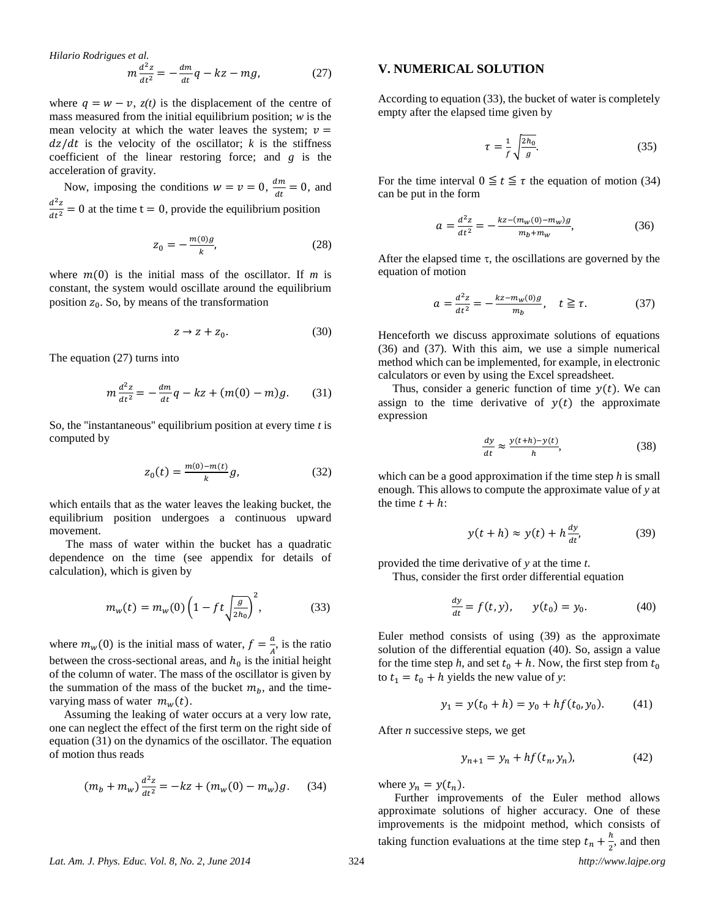$$m\frac{d^2z}{dt^2} = -\frac{dm}{dt}q - kz - mg, \quad (27)$$

where $q = w - v$, $z(t)$ is the displacement of the centre of mass measured from the initial equilibrium position; $w$ is the mean velocity at which the water leaves the system; $v = dz/dt$ is the velocity of the oscillator; $k$ is the stiffness coefficient of the linear restoring force; and $g$ is the acceleration of gravity.

Now, imposing the conditions $w = v = 0$, $\frac{dm}{dt} = 0$, and $\frac{d^2z}{dt^2} = 0$ at the time $\mathrm{t} = 0$, provide the equilibrium position

$$z_0 = -\frac{m(0)g}{k}, \quad (28)$$

where $m(0)$ is the initial mass of the oscillator. If $m$ is constant, the system would oscillate around the equilibrium position $z_0$. So, by means of the transformation

$$z \to z + z_0. \quad (30)$$

The equation (27) turns into

$$m\frac{d^2z}{dt^2} = -\frac{dm}{dt}q - kz + (m(0) - m)g. \quad (31)$$

So, the "instantaneous" equilibrium position at every time $t$ is computed by

$$z_0(t) = \frac{m(0) - m(t)}{k}g, \quad (32)$$

which entails that as the water leaves the leaking bucket, the equilibrium position undergoes a continuous upward movement.

The mass of water within the bucket has a quadratic dependence on the time (see appendix for details of calculation), which is given by

$$m_w(t) = m_w(0)\left(1 - ft\sqrt{\frac{g}{2h_0}}\right)^2, \quad (33)$$

where $m_w(0)$ is the initial mass of water, $f = \frac{a}{A}$, is the ratio between the cross-sectional areas, and $h_0$ is the initial height of the column of water. The mass of the oscillator is given by the summation of the mass of the bucket $m_b$, and the time-varying mass of water $m_w(t)$.

Assuming the leaking of water occurs at a very low rate, one can neglect the effect of the first term on the right side of equation (31) on the dynamics of the oscillator. The equation of motion thus reads

$$(m_b + m_w)\frac{d^2z}{dt^2} = -kz + (m_w(0) - m_w)g. \quad (34)$$

## V. NUMERICAL SOLUTION

According to equation (33), the bucket of water is completely empty after the elapsed time given by

$$\tau = \frac{1}{f}\sqrt{\frac{2h_0}{g}}. \quad (35)$$

For the time interval $0 \leqq t \leqq \tau$ the equation of motion (34) can be put in the form

$$a = \frac{d^2z}{dt^2} = -\frac{kz - (m_w(0) - m_w)g}{m_b + m_w}, \quad (36)$$

After the elapsed time $\tau$, the oscillations are governed by the equation of motion

$$a = \frac{d^2z}{dt^2} = -\frac{kz - m_w(0)g}{m_b}, \quad t \geqq \tau. \quad (37)$$

Henceforth we discuss approximate solutions of equations (36) and (37). With this aim, we use a simple numerical method which can be implemented, for example, in electronic calculators or even by using the Excel spreadsheet.

Thus, consider a generic function of time $y(t)$. We can assign to the time derivative of $y(t)$ the approximate expression

$$\frac{dy}{dt} \approx \frac{y(t+h) - y(t)}{h}, \quad (38)$$

which can be a good approximation if the time step $h$ is small enough. This allows to compute the approximate value of $y$ at the time $t + h$:

$$y(t + h) \approx y(t) + h\frac{dy}{dt}, \quad (39)$$

provided the time derivative of $y$ at the time $t$.

Thus, consider the first order differential equation

$$\frac{dy}{dt} = f(t, y), \qquad y(t_0) = y_0. \quad (40)$$

Euler method consists of using (39) as the approximate solution of the differential equation (40). So, assign a value for the time step $h$, and set $t_0 + h$. Now, the first step from $t_0$ to $t_1 = t_0 + h$ yields the new value of $y$:

$$y_1 = y(t_0 + h) = y_0 + hf(t_0, y_0). \quad (41)$$

After $n$ successive steps, we get

$$y_{n+1} = y_n + hf(t_n, y_n), \quad (42)$$

where $y_n = y(t_n)$.

Further improvements of the Euler method allows approximate solutions of higher accuracy. One of these improvements is the midpoint method, which consists of taking function evaluations at the time step $t_n + \frac{h}{2}$, and then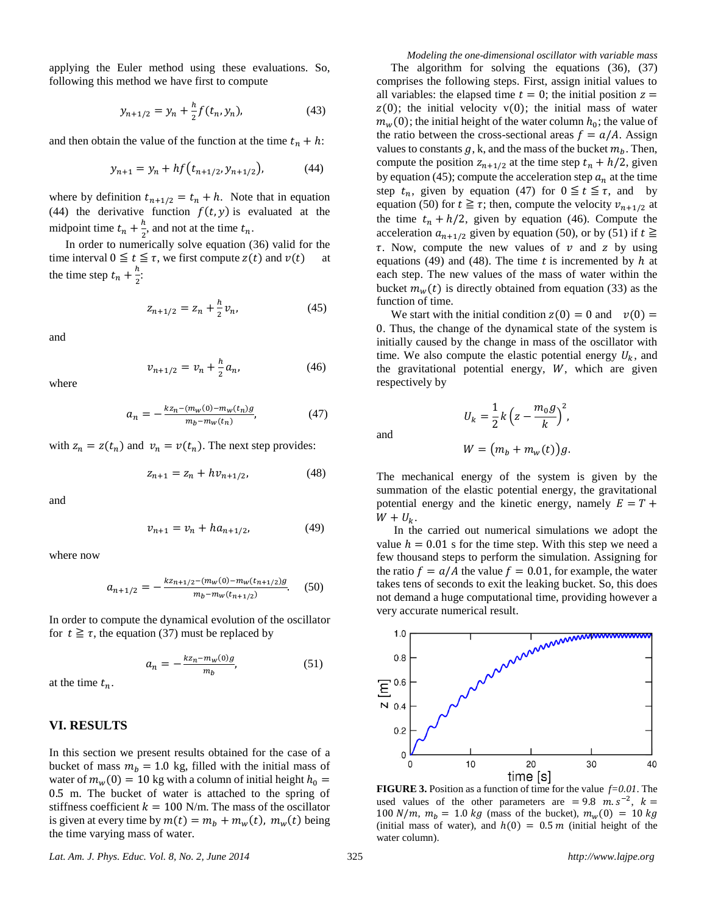applying the Euler method using these evaluations. So, following this method we have first to compute

$$y_{n+1/2} = y_n + \frac{h}{2} f(t_n, y_n), \tag{43}$$

and then obtain the value of the function at the time $t_n + h$:

$$y_{n+1} = y_n + h f\left(t_{n+1/2}, y_{n+1/2}\right), \tag{44}$$

where by definition $t_{n+1/2} = t_n + h$. Note that in equation (44) the derivative function $f(t, y)$ is evaluated at the midpoint time $t_n + \frac{h}{2}$, and not at the time $t_n$.

In order to numerically solve equation (36) valid for the time interval $0 \leqq t \leqq \tau$, we first compute $z(t)$ and $v(t)$ at the time step $t_n + \frac{h}{2}$:

$$z_{n+1/2} = z_n + \frac{h}{2} v_n, \tag{45}$$

and

$$v_{n+1/2} = v_n + \frac{h}{2} a_n, \tag{46}$$

where

$$a_n = -\frac{k z_n - (m_w(0) - m_w(t_n)) g}{m_b - m_w(t_n)}, \tag{47}$$

with $z_n = z(t_n)$ and $v_n = v(t_n)$. The next step provides:

$$z_{n+1} = z_n + h v_{n+1/2}, \tag{48}$$

and

$$v_{n+1} = v_n + h a_{n+1/2}, \tag{49}$$

where now

$$a_{n+1/2} = -\frac{k z_{n+1/2} - (m_w(0) - m_w(t_{n+1/2})) g}{m_b - m_w(t_{n+1/2})}. \tag{50}$$

In order to compute the dynamical evolution of the oscillator for $t \geqq \tau$, the equation (37) must be replaced by

$$a_n = -\frac{k z_n - m_w(0) g}{m_b}, \tag{51}$$

at the time $t_n$.

## VI. RESULTS

In this section we present results obtained for the case of a bucket of mass $m_b = 1.0$ kg, filled with the initial mass of water of $m_w(0) = 10$ kg with a column of initial height $h_0 = 0.5$ m. The bucket of water is attached to the spring of stiffness coefficient $k = 100$ N/m. The mass of the oscillator is given at every time by $m(t) = m_b + m_w(t)$, $m_w(t)$ being the time varying mass of water.

*Modeling the one-dimensional oscillator with variable mass*

The algorithm for solving the equations (36), (37) comprises the following steps. First, assign initial values to all variables: the elapsed time $t = 0$; the initial position $z = z(0)$; the initial velocity $v(0)$; the initial mass of water $m_w(0)$; the initial height of the water column $h_0$; the value of the ratio between the cross-sectional areas $f = a/A$. Assign values to constants $g$, k, and the mass of the bucket $m_b$. Then, compute the position $z_{n+1/2}$ at the time step $t_n + h/2$, given by equation (45); compute the acceleration step $a_n$ at the time step $t_n$, given by equation (47) for $0 \leqq t \leqq \tau$, and by equation (50) for $t \geqq \tau$; then, compute the velocity $v_{n+1/2}$ at the time $t_n + h/2$, given by equation (46). Compute the acceleration $a_{n+1/2}$ given by equation (50), or by (51) if $t \geqq \tau$. Now, compute the new values of $v$ and $z$ by using equations (49) and (48). The time $t$ is incremented by $h$ at each step. The new values of the mass of water within the bucket $m_w(t)$ is directly obtained from equation (33) as the function of time.

We start with the initial condition $z(0) = 0$ and $v(0) = 0$. Thus, the change of the dynamical state of the system is initially caused by the change in mass of the oscillator with time. We also compute the elastic potential energy $U_k$, and the gravitational potential energy, $W$, which are given respectively by

$$U_k = \frac{1}{2} k \left(z - \frac{m_0 g}{k}\right)^2,$$

and

$$W = \left(m_b + m_w(t)\right) g.$$

The mechanical energy of the system is given by the summation of the elastic potential energy, the gravitational potential energy and the kinetic energy, namely $E = T + W + U_k$.

In the carried out numerical simulations we adopt the value $h = 0.01$ s for the time step. With this step we need a few thousand steps to perform the simulation. Assigning for the ratio $f = a/A$ the value $f = 0.01$, for example, the water takes tens of seconds to exit the leaking bucket. So, this does not demand a huge computational time, providing however a very accurate numerical result.

**FIGURE 3.** Position as a function of time for the value $f=0.01$. The used values of the other parameters are $= 9.8\ m.s^{-2}$, $k = 100\ N/m$, $m_b = 1.0\ kg$ (mass of the bucket), $m_w(0) = 10\ kg$ (initial mass of water), and $h(0) = 0.5\ m$ (initial height of the water column).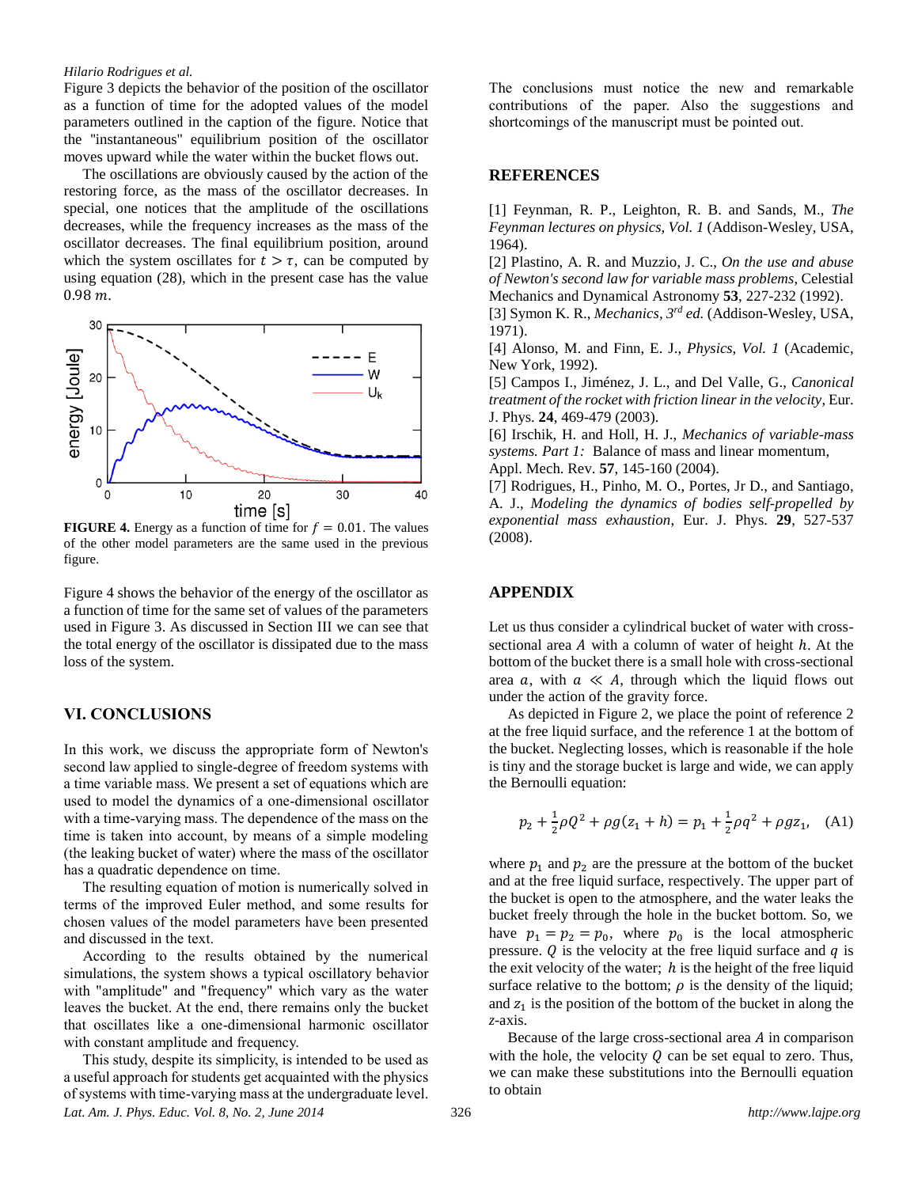Figure 3 depicts the behavior of the position of the oscillator as a function of time for the adopted values of the model parameters outlined in the caption of the figure. Notice that the "instantaneous" equilibrium position of the oscillator moves upward while the water within the bucket flows out.

The oscillations are obviously caused by the action of the restoring force, as the mass of the oscillator decreases. In special, one notices that the amplitude of the oscillations decreases, while the frequency increases as the mass of the oscillator decreases. The final equilibrium position, around which the system oscillates for $t > \tau$, can be computed by using equation (28), which in the present case has the value $0.98\ m$.

**FIGURE 4.** Energy as a function of time for $f = 0.01$. The values of the other model parameters are the same used in the previous figure.

Figure 4 shows the behavior of the energy of the oscillator as a function of time for the same set of values of the parameters used in Figure 3. As discussed in Section III we can see that the total energy of the oscillator is dissipated due to the mass loss of the system.

## VI. CONCLUSIONS

In this work, we discuss the appropriate form of Newton's second law applied to single-degree of freedom systems with a time variable mass. We present a set of equations which are used to model the dynamics of a one-dimensional oscillator with a time-varying mass. The dependence of the mass on the time is taken into account, by means of a simple modeling (the leaking bucket of water) where the mass of the oscillator has a quadratic dependence on time.

The resulting equation of motion is numerically solved in terms of the improved Euler method, and some results for chosen values of the model parameters have been presented and discussed in the text.

According to the results obtained by the numerical simulations, the system shows a typical oscillatory behavior with "amplitude" and "frequency" which vary as the water leaves the bucket. At the end, there remains only the bucket that oscillates like a one-dimensional harmonic oscillator with constant amplitude and frequency.

This study, despite its simplicity, is intended to be used as a useful approach for students get acquainted with the physics of systems with time-varying mass at the undergraduate level.

The conclusions must notice the new and remarkable contributions of the paper. Also the suggestions and shortcomings of the manuscript must be pointed out.

## REFERENCES

[1] Feynman, R. P., Leighton, R. B. and Sands, M., *The Feynman lectures on physics, Vol. 1* (Addison-Wesley, USA, 1964).

[2] Plastino, A. R. and Muzzio, J. C., *On the use and abuse of Newton's second law for variable mass problems*, Celestial Mechanics and Dynamical Astronomy **53**, 227-232 (1992).

[3] Symon K. R., *Mechanics, 3rd ed.* (Addison-Wesley, USA, 1971).

[4] Alonso, M. and Finn, E. J., *Physics, Vol. 1* (Academic, New York, 1992).

[5] Campos I., Jiménez, J. L., and Del Valle, G., *Canonical treatment of the rocket with friction linear in the velocity*, Eur. J. Phys. **24**, 469-479 (2003).

[6] Irschik, H. and Holl, H. J., *Mechanics of variable-mass systems. Part 1:* Balance of mass and linear momentum, Appl. Mech. Rev. **57**, 145-160 (2004).

[7] Rodrigues, H., Pinho, M. O., Portes, Jr D., and Santiago, A. J., *Modeling the dynamics of bodies self-propelled by exponential mass exhaustion*, Eur. J. Phys. **29**, 527-537 (2008).

## APPENDIX

Let us thus consider a cylindrical bucket of water with cross-sectional area $A$ with a column of water of height $h$. At the bottom of the bucket there is a small hole with cross-sectional area $a$, with $a \ll A$, through which the liquid flows out under the action of the gravity force.

As depicted in Figure 2, we place the point of reference 2 at the free liquid surface, and the reference 1 at the bottom of the bucket. Neglecting losses, which is reasonable if the hole is tiny and the storage bucket is large and wide, we can apply the Bernoulli equation:

$$p_2 + \frac{1}{2}\rho Q^2 + \rho g(z_1 + h) = p_1 + \frac{1}{2}\rho q^2 + \rho g z_1, \quad \text{(A1)}$$

where $p_1$ and $p_2$ are the pressure at the bottom of the bucket and at the free liquid surface, respectively. The upper part of the bucket is open to the atmosphere, and the water leaks the bucket freely through the hole in the bucket bottom. So, we have $p_1 = p_2 = p_0$, where $p_0$ is the local atmospheric pressure. $Q$ is the velocity at the free liquid surface and $q$ is the exit velocity of the water; $h$ is the height of the free liquid surface relative to the bottom; $\rho$ is the density of the liquid; and $z_1$ is the position of the bottom of the bucket in along the $z$-axis.

Because of the large cross-sectional area $A$ in comparison with the hole, the velocity $Q$ can be set equal to zero. Thus, we can make these substitutions into the Bernoulli equation to obtain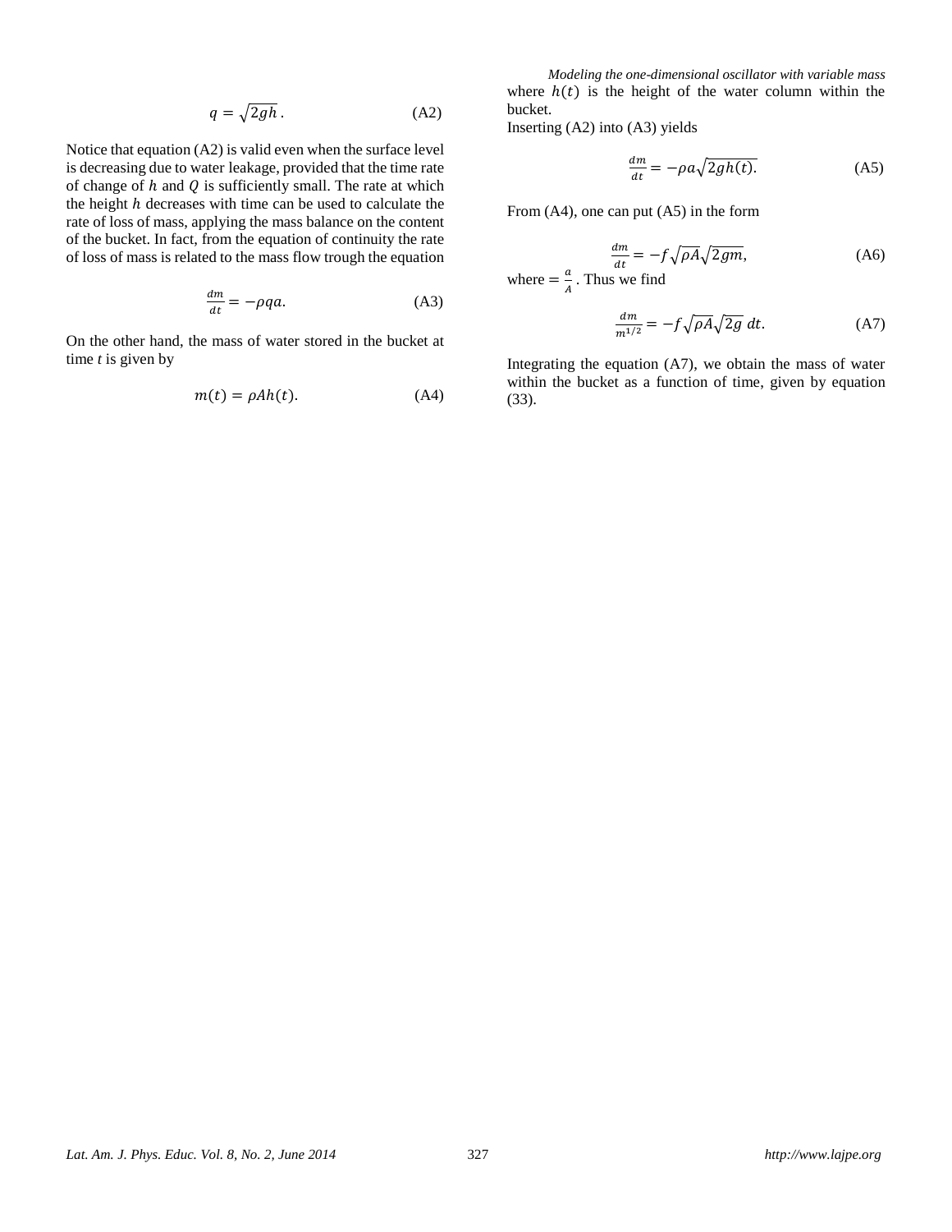$$q = \sqrt{2gh}\,. \tag{A2}$$

Notice that equation (A2) is valid even when the surface level is decreasing due to water leakage, provided that the time rate of change of $h$ and $Q$ is sufficiently small. The rate at which the height $h$ decreases with time can be used to calculate the rate of loss of mass, applying the mass balance on the content of the bucket. In fact, from the equation of continuity the rate of loss of mass is related to the mass flow trough the equation

$$\frac{dm}{dt} = -\rho q a. \tag{A3}$$

On the other hand, the mass of water stored in the bucket at time *t* is given by

$$m(t) = \rho A h(t). \tag{A4}$$

where $h(t)$ is the height of the water column within the bucket.

Inserting (A2) into (A3) yields

$$\frac{dm}{dt} = -\rho a \sqrt{2gh(t).} \tag{A5}$$

From (A4), one can put (A5) in the form

$$\frac{dm}{dt} = -f\sqrt{\rho A}\sqrt{2gm}, \tag{A6}$$

where $= \frac{a}{A}$ . Thus we find

$$\frac{dm}{m^{1/2}} = -f\sqrt{\rho A}\sqrt{2g}\;dt. \tag{A7}$$

Integrating the equation (A7), we obtain the mass of water within the bucket as a function of time, given by equation (33).